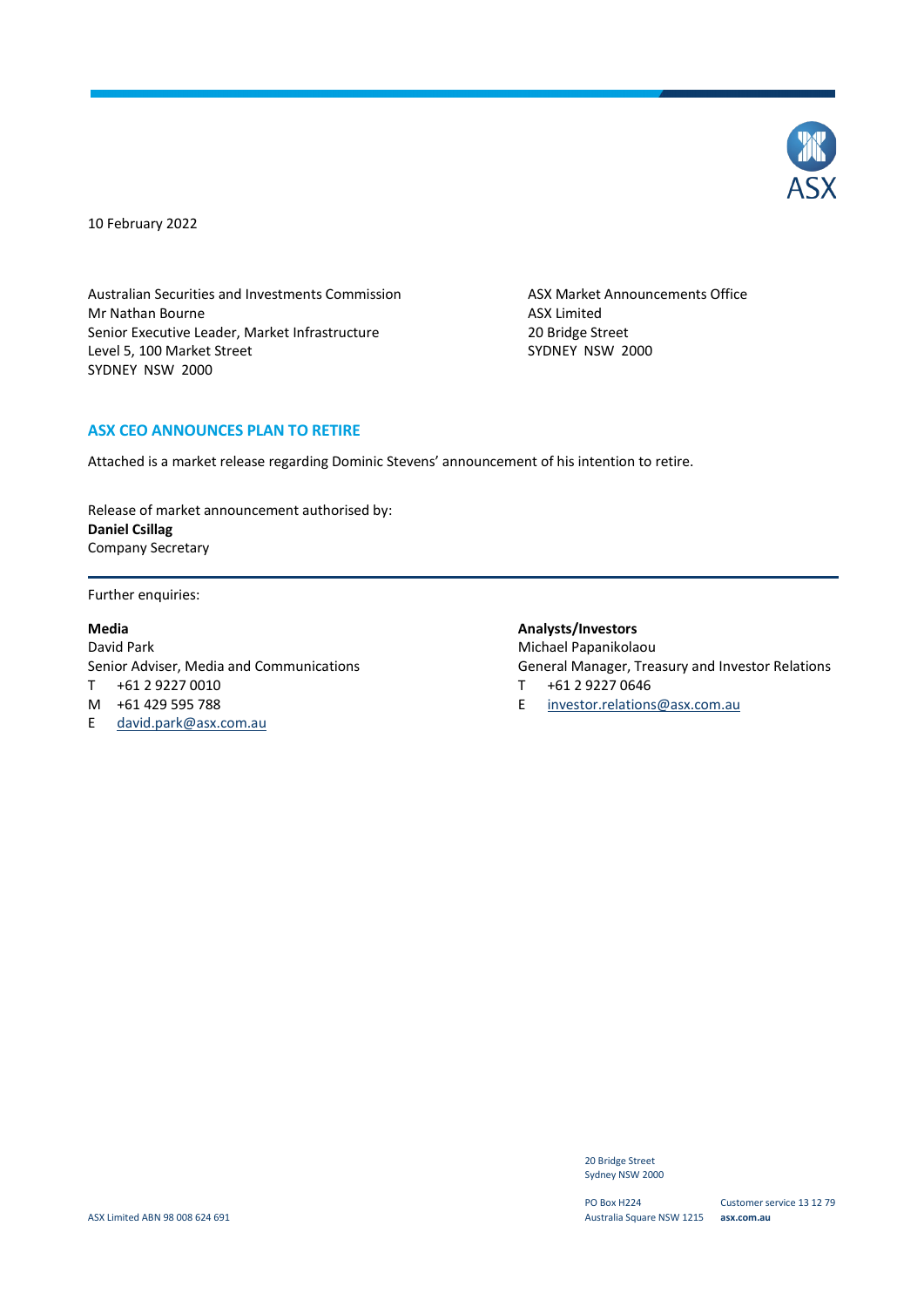10 February 2022

Australian Securities and Investments Commission
Mr Nathan Bourne
Senior Executive Leader, Market Infrastructure
Level 5, 100 Market Street
SYDNEY NSW 2000

ASX Market Announcements Office
ASX Limited
20 Bridge Street
SYDNEY NSW 2000

## ASX CEO ANNOUNCES PLAN TO RETIRE

Attached is a market release regarding Dominic Stevens' announcement of his intention to retire.

Release of market announcement authorised by:
**Daniel Csillag**
Company Secretary

---

Further enquiries:

**Media**
David Park
Senior Adviser, Media and Communications
T +61 2 9227 0010
M +61 429 595 788
E david.park@asx.com.au

**Analysts/Investors**
Michael Papanikolaou
General Manager, Treasury and Investor Relations
T +61 2 9227 0646
E investor.relations@asx.com.au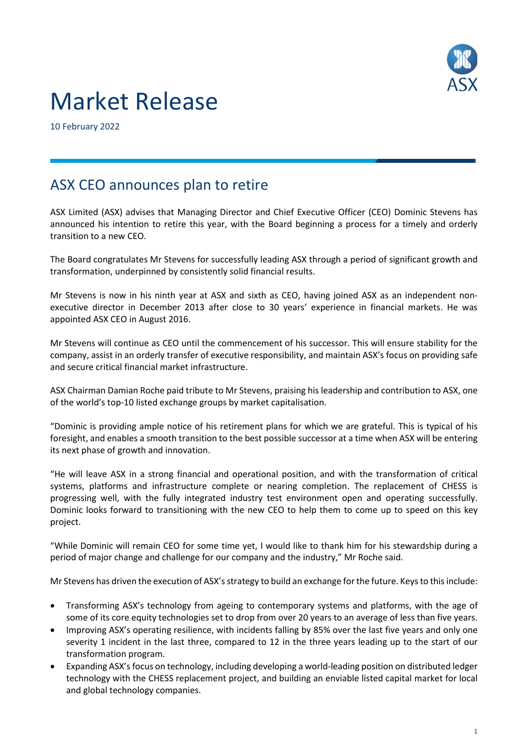# Market Release

10 February 2022

## ASX CEO announces plan to retire

ASX Limited (ASX) advises that Managing Director and Chief Executive Officer (CEO) Dominic Stevens has announced his intention to retire this year, with the Board beginning a process for a timely and orderly transition to a new CEO.

The Board congratulates Mr Stevens for successfully leading ASX through a period of significant growth and transformation, underpinned by consistently solid financial results.

Mr Stevens is now in his ninth year at ASX and sixth as CEO, having joined ASX as an independent non-executive director in December 2013 after close to 30 years' experience in financial markets. He was appointed ASX CEO in August 2016.

Mr Stevens will continue as CEO until the commencement of his successor. This will ensure stability for the company, assist in an orderly transfer of executive responsibility, and maintain ASX's focus on providing safe and secure critical financial market infrastructure.

ASX Chairman Damian Roche paid tribute to Mr Stevens, praising his leadership and contribution to ASX, one of the world's top-10 listed exchange groups by market capitalisation.

"Dominic is providing ample notice of his retirement plans for which we are grateful. This is typical of his foresight, and enables a smooth transition to the best possible successor at a time when ASX will be entering its next phase of growth and innovation.

"He will leave ASX in a strong financial and operational position, and with the transformation of critical systems, platforms and infrastructure complete or nearing completion. The replacement of CHESS is progressing well, with the fully integrated industry test environment open and operating successfully. Dominic looks forward to transitioning with the new CEO to help them to come up to speed on this key project.

"While Dominic will remain CEO for some time yet, I would like to thank him for his stewardship during a period of major change and challenge for our company and the industry," Mr Roche said.

Mr Stevens has driven the execution of ASX's strategy to build an exchange for the future. Keys to this include:

- Transforming ASX's technology from ageing to contemporary systems and platforms, with the age of some of its core equity technologies set to drop from over 20 years to an average of less than five years.
- Improving ASX's operating resilience, with incidents falling by 85% over the last five years and only one severity 1 incident in the last three, compared to 12 in the three years leading up to the start of our transformation program.
- Expanding ASX's focus on technology, including developing a world-leading position on distributed ledger technology with the CHESS replacement project, and building an enviable listed capital market for local and global technology companies.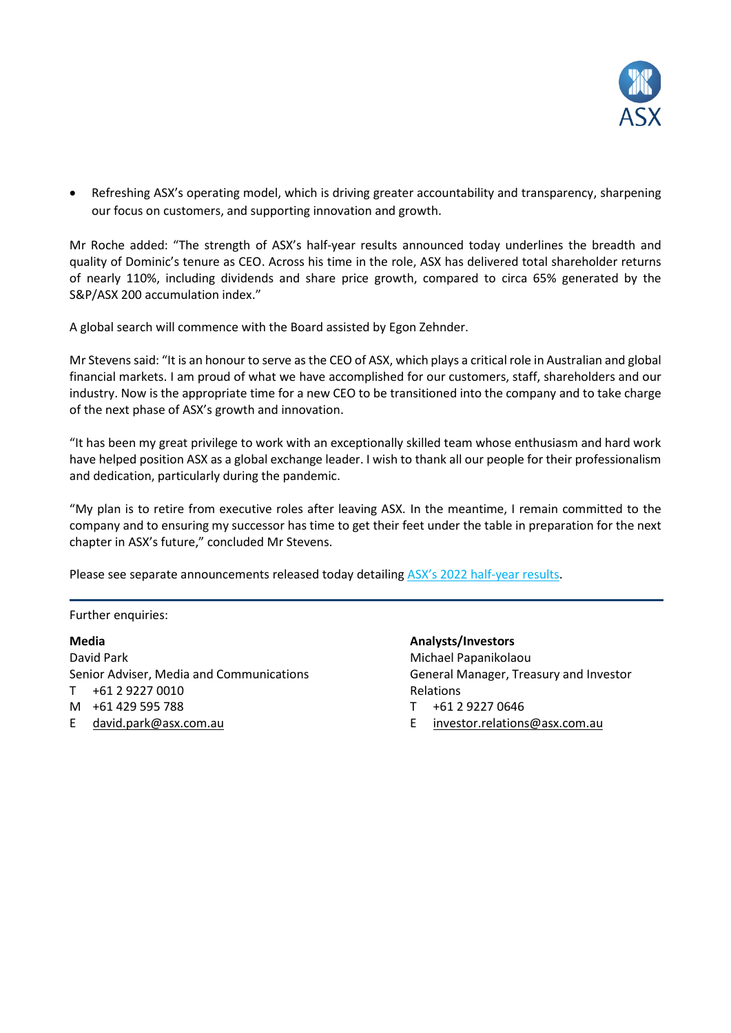- Refreshing ASX's operating model, which is driving greater accountability and transparency, sharpening our focus on customers, and supporting innovation and growth.

Mr Roche added: "The strength of ASX's half-year results announced today underlines the breadth and quality of Dominic's tenure as CEO. Across his time in the role, ASX has delivered total shareholder returns of nearly 110%, including dividends and share price growth, compared to circa 65% generated by the S&P/ASX 200 accumulation index."

A global search will commence with the Board assisted by Egon Zehnder.

Mr Stevens said: "It is an honour to serve as the CEO of ASX, which plays a critical role in Australian and global financial markets. I am proud of what we have accomplished for our customers, staff, shareholders and our industry. Now is the appropriate time for a new CEO to be transitioned into the company and to take charge of the next phase of ASX's growth and innovation.

"It has been my great privilege to work with an exceptionally skilled team whose enthusiasm and hard work have helped position ASX as a global exchange leader. I wish to thank all our people for their professionalism and dedication, particularly during the pandemic.

"My plan is to retire from executive roles after leaving ASX. In the meantime, I remain committed to the company and to ensuring my successor has time to get their feet under the table in preparation for the next chapter in ASX's future," concluded Mr Stevens.

Please see separate announcements released today detailing ASX's 2022 half-year results.

---

Further enquiries:

**Media**
David Park
Senior Adviser, Media and Communications
T +61 2 9227 0010
M +61 429 595 788
E david.park@asx.com.au

**Analysts/Investors**
Michael Papanikolaou
General Manager, Treasury and Investor Relations
T +61 2 9227 0646
E investor.relations@asx.com.au